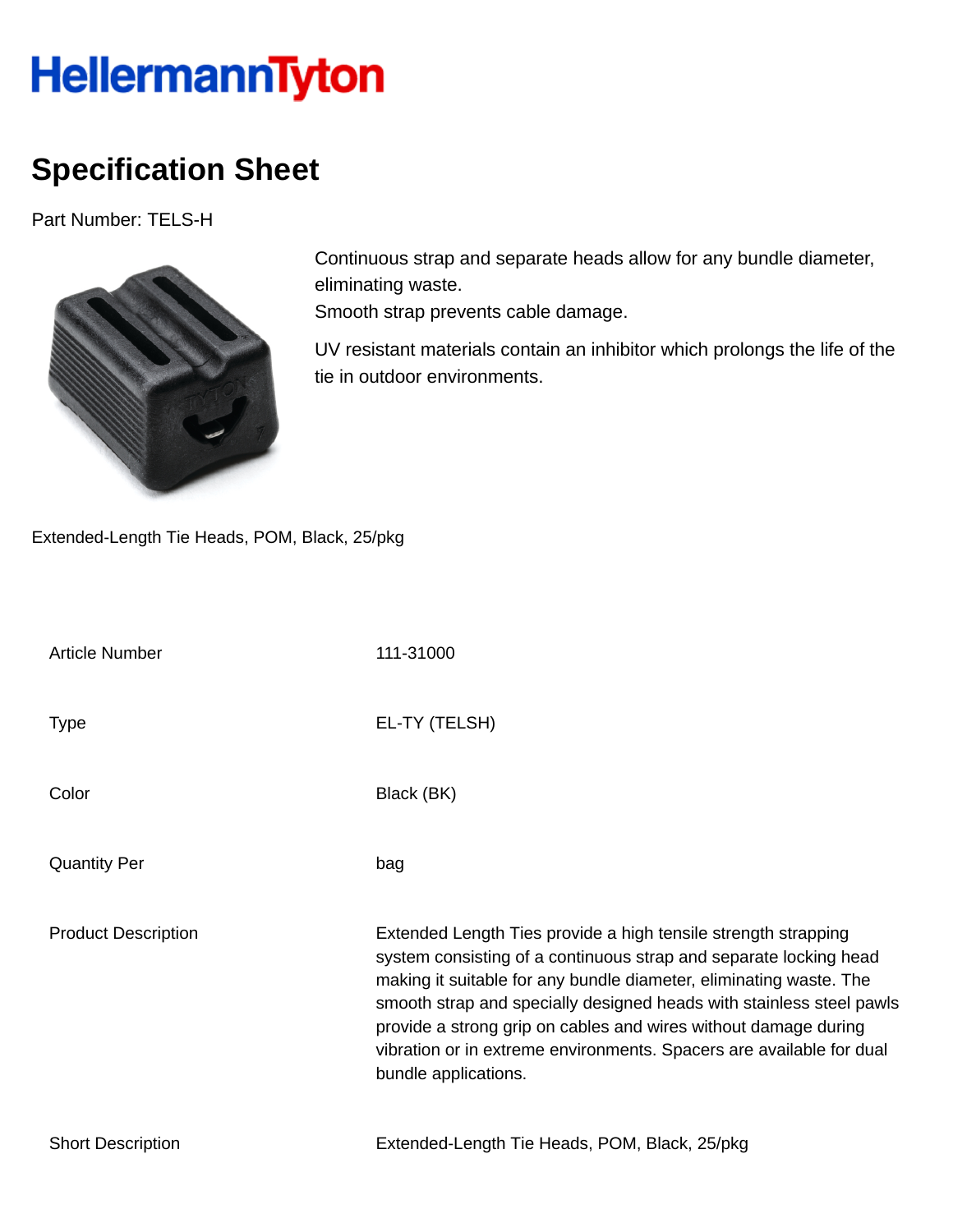HellermannTyton

# Specification Sheet

Part Number: TELS-H

Continuous strap and separate heads allow for any bundle diameter, eliminating waste.
Smooth strap prevents cable damage.

UV resistant materials contain an inhibitor which prolongs the life of the tie in outdoor environments.

Extended-Length Tie Heads, POM, Black, 25/pkg

| | |
|---|---|
| Article Number | 111-31000 |
| Type | EL-TY (TELSH) |
| Color | Black (BK) |
| Quantity Per | bag |
| Product Description | Extended Length Ties provide a high tensile strength strapping system consisting of a continuous strap and separate locking head making it suitable for any bundle diameter, eliminating waste. The smooth strap and specially designed heads with stainless steel pawls provide a strong grip on cables and wires without damage during vibration or in extreme environments. Spacers are available for dual bundle applications. |
| Short Description | Extended-Length Tie Heads, POM, Black, 25/pkg |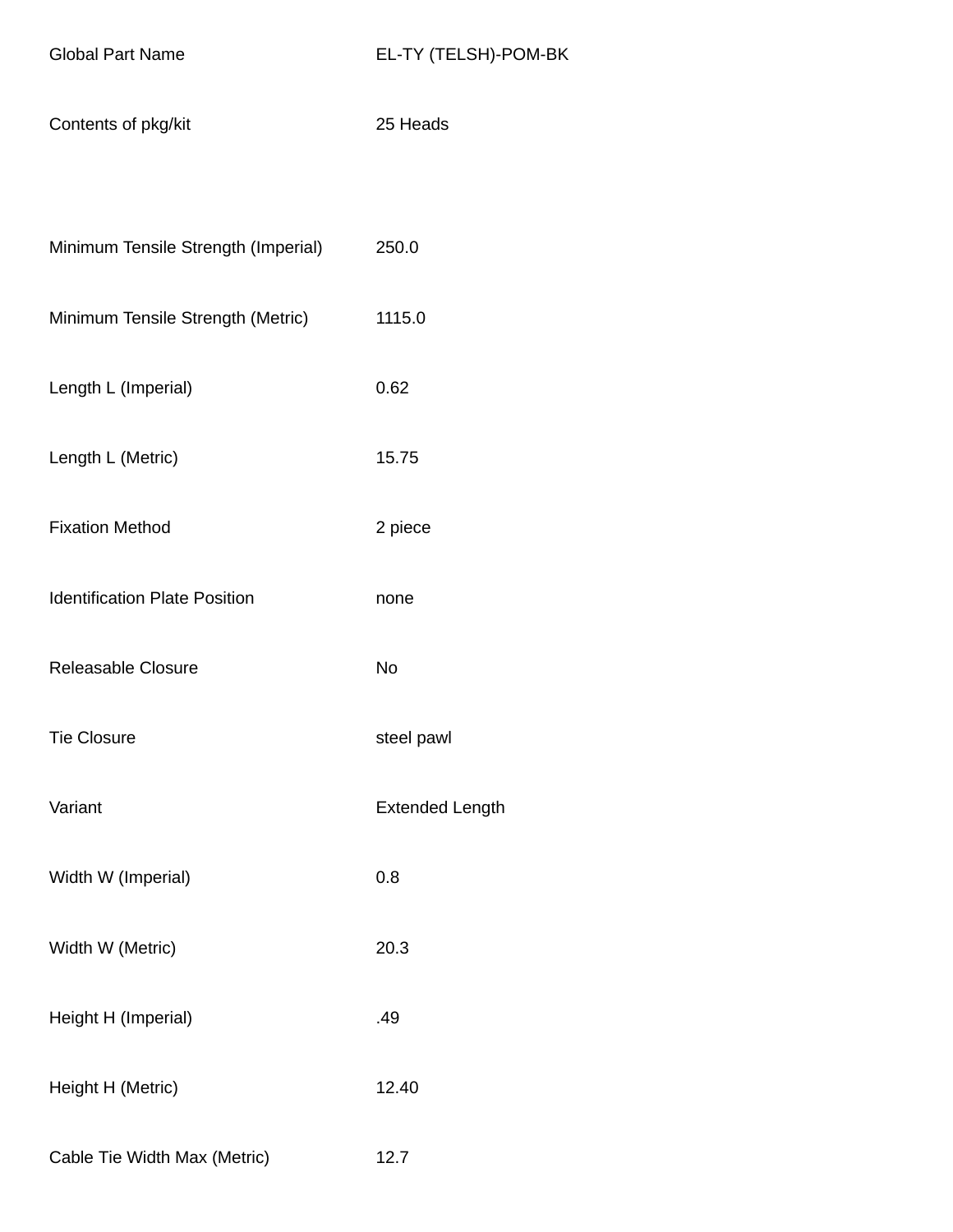| | |
|---|---|
| Global Part Name | EL-TY (TELSH)-POM-BK |
| Contents of pkg/kit | 25 Heads |
| | |
| Minimum Tensile Strength (Imperial) | 250.0 |
| Minimum Tensile Strength (Metric) | 1115.0 |
| Length L (Imperial) | 0.62 |
| Length L (Metric) | 15.75 |
| Fixation Method | 2 piece |
| Identification Plate Position | none |
| Releasable Closure | No |
| Tie Closure | steel pawl |
| Variant | Extended Length |
| Width W (Imperial) | 0.8 |
| Width W (Metric) | 20.3 |
| Height H (Imperial) | .49 |
| Height H (Metric) | 12.40 |
| Cable Tie Width Max (Metric) | 12.7 |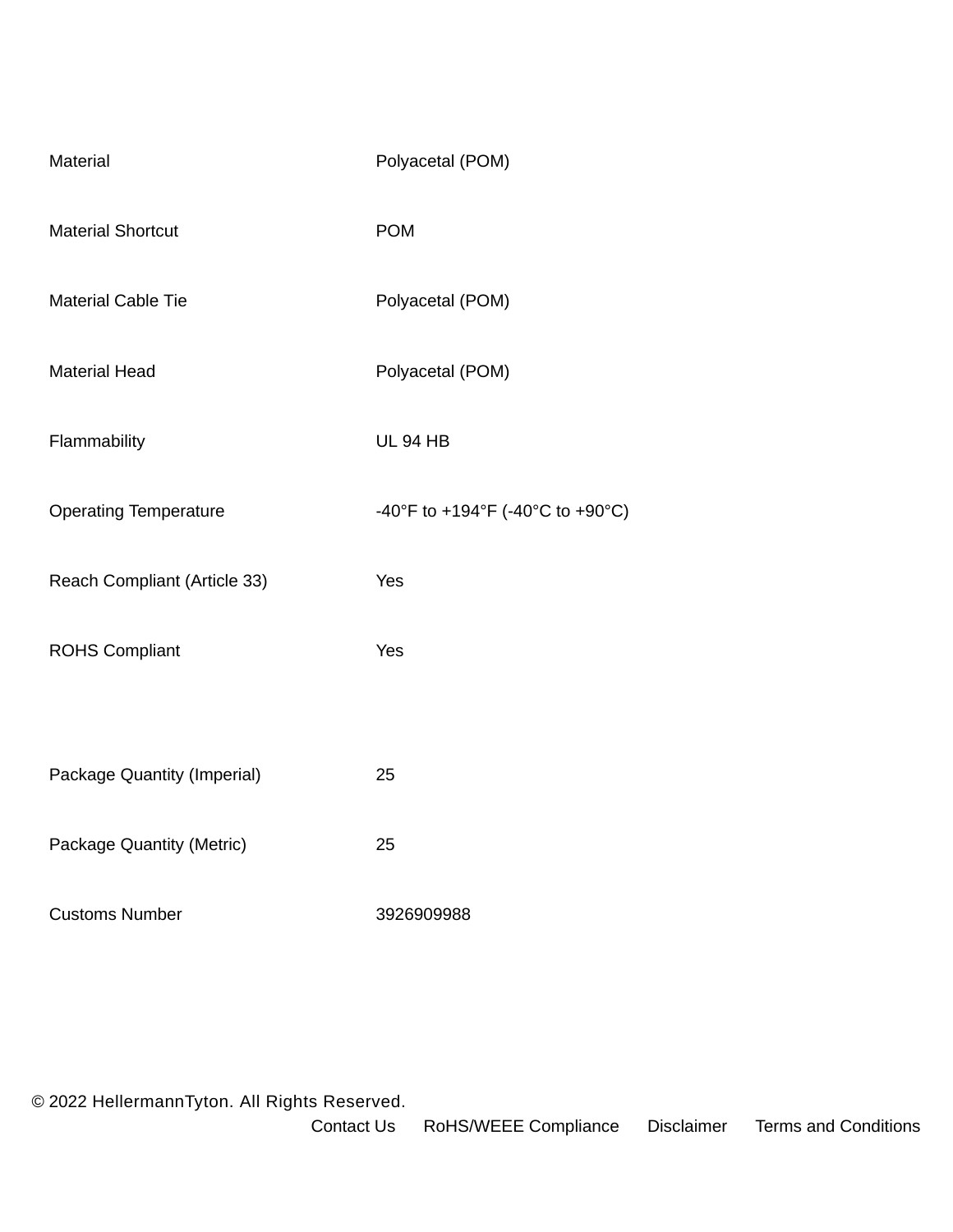| | |
|---|---|
| Material | Polyacetal (POM) |
| Material Shortcut | POM |
| Material Cable Tie | Polyacetal (POM) |
| Material Head | Polyacetal (POM) |
| Flammability | UL 94 HB |
| Operating Temperature | -40°F to +194°F (-40°C to +90°C) |
| Reach Compliant (Article 33) | Yes |
| ROHS Compliant | Yes |

| | |
|---|---|
| Package Quantity (Imperial) | 25 |
| Package Quantity (Metric) | 25 |
| Customs Number | 3926909988 |

© 2022 HellermannTyton. All Rights Reserved.

Contact Us RoHS/WEEE Compliance Disclaimer Terms and Conditions